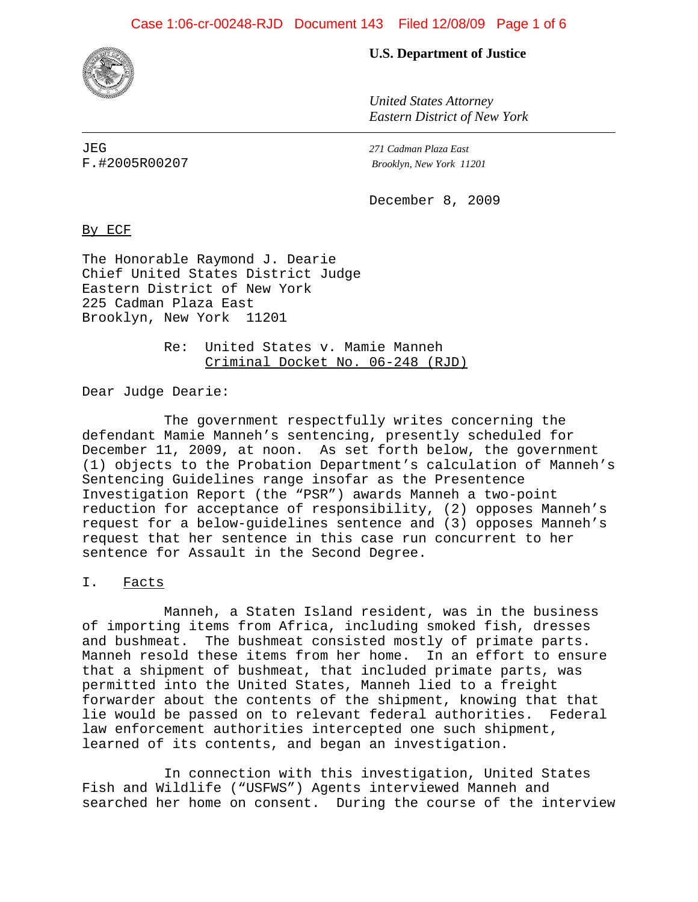**U.S. Department of Justice**

*United States Attorney*
*Eastern District of New York*

JEG
F.#2005R00207

*271 Cadman Plaza East*
*Brooklyn, New York 11201*

December 8, 2009

By ECF

The Honorable Raymond J. Dearie
Chief United States District Judge
Eastern District of New York
225 Cadman Plaza East
Brooklyn, New York 11201

Re: United States v. Mamie Manneh
Criminal Docket No. 06-248 (RJD)

Dear Judge Dearie:

The government respectfully writes concerning the defendant Mamie Manneh's sentencing, presently scheduled for December 11, 2009, at noon. As set forth below, the government (1) objects to the Probation Department's calculation of Manneh's Sentencing Guidelines range insofar as the Presentence Investigation Report (the "PSR") awards Manneh a two-point reduction for acceptance of responsibility, (2) opposes Manneh's request for a below-guidelines sentence and (3) opposes Manneh's request that her sentence in this case run concurrent to her sentence for Assault in the Second Degree.

## I. Facts

Manneh, a Staten Island resident, was in the business of importing items from Africa, including smoked fish, dresses and bushmeat. The bushmeat consisted mostly of primate parts. Manneh resold these items from her home. In an effort to ensure that a shipment of bushmeat, that included primate parts, was permitted into the United States, Manneh lied to a freight forwarder about the contents of the shipment, knowing that that lie would be passed on to relevant federal authorities. Federal law enforcement authorities intercepted one such shipment, learned of its contents, and began an investigation.

In connection with this investigation, United States Fish and Wildlife ("USFWS") Agents interviewed Manneh and searched her home on consent. During the course of the interview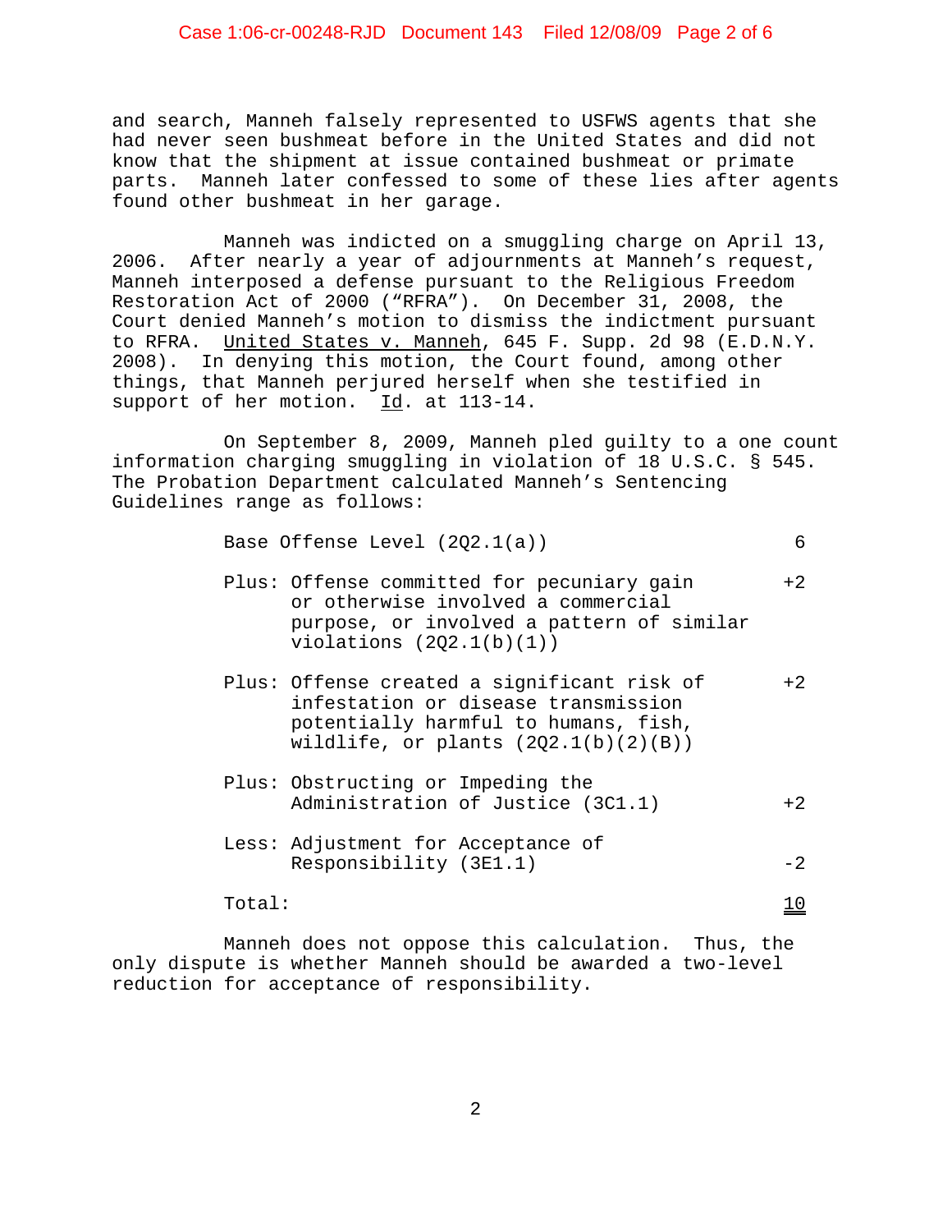and search, Manneh falsely represented to USFWS agents that she had never seen bushmeat before in the United States and did not know that the shipment at issue contained bushmeat or primate parts. Manneh later confessed to some of these lies after agents found other bushmeat in her garage.

Manneh was indicted on a smuggling charge on April 13, 2006. After nearly a year of adjournments at Manneh's request, Manneh interposed a defense pursuant to the Religious Freedom Restoration Act of 2000 ("RFRA"). On December 31, 2008, the Court denied Manneh's motion to dismiss the indictment pursuant to RFRA. United States v. Manneh, 645 F. Supp. 2d 98 (E.D.N.Y. 2008). In denying this motion, the Court found, among other things, that Manneh perjured herself when she testified in support of her motion. Id. at 113-14.

On September 8, 2009, Manneh pled guilty to a one count information charging smuggling in violation of 18 U.S.C. § 545. The Probation Department calculated Manneh's Sentencing Guidelines range as follows:

| | |
|---|---|
| Base Offense Level (2Q2.1(a)) | 6 |
| Plus: Offense committed for pecuniary gain or otherwise involved a commercial purpose, or involved a pattern of similar violations (2Q2.1(b)(1)) | +2 |
| Plus: Offense created a significant risk of infestation or disease transmission potentially harmful to humans, fish, wildlife, or plants (2Q2.1(b)(2)(B)) | +2 |
| Plus: Obstructing or Impeding the Administration of Justice (3C1.1) | +2 |
| Less: Adjustment for Acceptance of Responsibility (3E1.1) | -2 |
| Total: | 10 |

Manneh does not oppose this calculation. Thus, the only dispute is whether Manneh should be awarded a two-level reduction for acceptance of responsibility.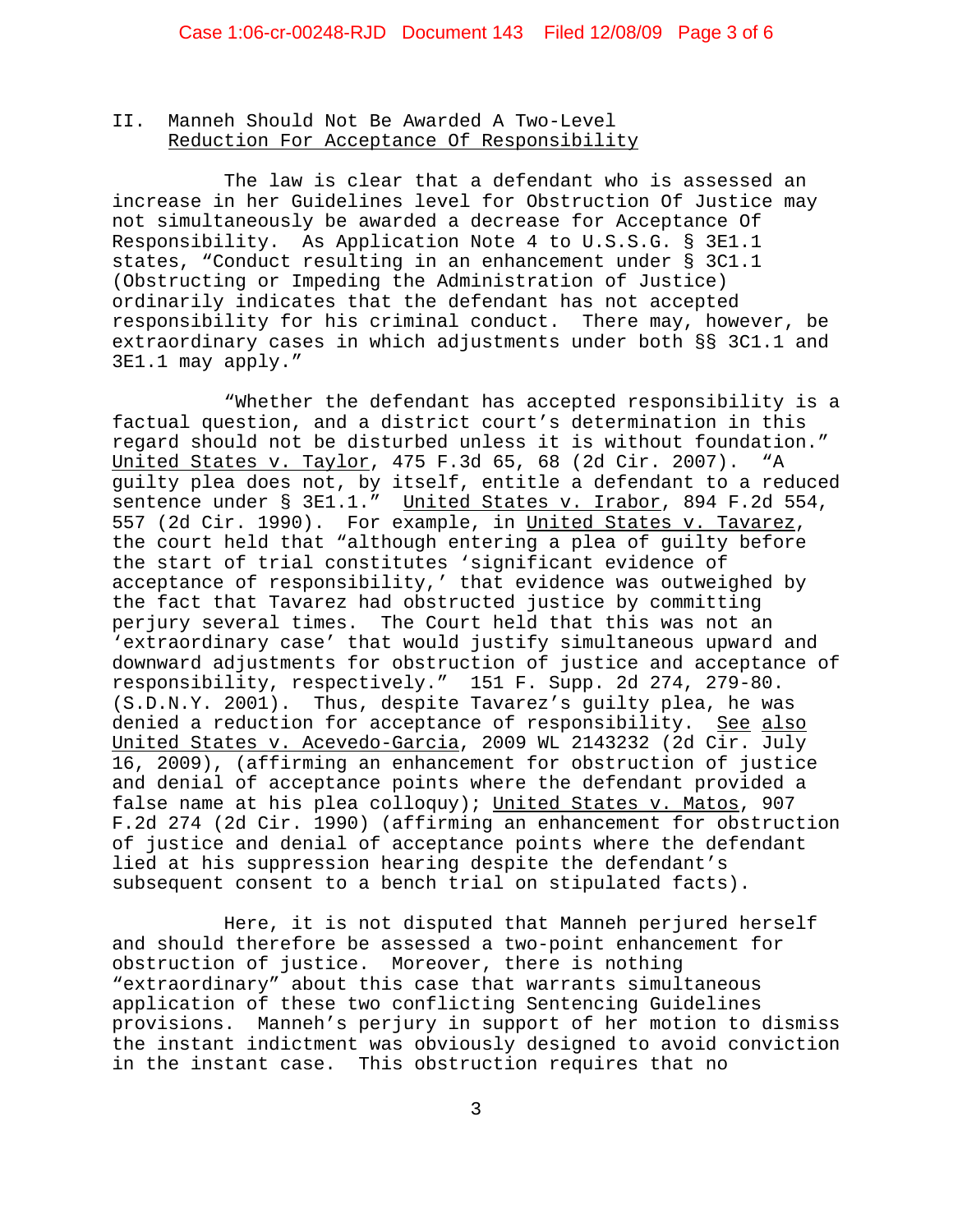## II. Manneh Should Not Be Awarded A Two-Level Reduction For Acceptance Of Responsibility

The law is clear that a defendant who is assessed an increase in her Guidelines level for Obstruction Of Justice may not simultaneously be awarded a decrease for Acceptance Of Responsibility. As Application Note 4 to U.S.S.G. § 3E1.1 states, "Conduct resulting in an enhancement under § 3C1.1 (Obstructing or Impeding the Administration of Justice) ordinarily indicates that the defendant has not accepted responsibility for his criminal conduct. There may, however, be extraordinary cases in which adjustments under both §§ 3C1.1 and 3E1.1 may apply."

"Whether the defendant has accepted responsibility is a factual question, and a district court's determination in this regard should not be disturbed unless it is without foundation." United States v. Taylor, 475 F.3d 65, 68 (2d Cir. 2007). "A guilty plea does not, by itself, entitle a defendant to a reduced sentence under § 3E1.1." United States v. Irabor, 894 F.2d 554, 557 (2d Cir. 1990). For example, in United States v. Tavarez, the court held that "although entering a plea of guilty before the start of trial constitutes 'significant evidence of acceptance of responsibility,' that evidence was outweighed by the fact that Tavarez had obstructed justice by committing perjury several times. The Court held that this was not an 'extraordinary case' that would justify simultaneous upward and downward adjustments for obstruction of justice and acceptance of responsibility, respectively." 151 F. Supp. 2d 274, 279-80. (S.D.N.Y. 2001). Thus, despite Tavarez's guilty plea, he was denied a reduction for acceptance of responsibility. See also United States v. Acevedo-Garcia, 2009 WL 2143232 (2d Cir. July 16, 2009), (affirming an enhancement for obstruction of justice and denial of acceptance points where the defendant provided a false name at his plea colloquy); United States v. Matos, 907 F.2d 274 (2d Cir. 1990) (affirming an enhancement for obstruction of justice and denial of acceptance points where the defendant lied at his suppression hearing despite the defendant's subsequent consent to a bench trial on stipulated facts).

Here, it is not disputed that Manneh perjured herself and should therefore be assessed a two-point enhancement for obstruction of justice. Moreover, there is nothing "extraordinary" about this case that warrants simultaneous application of these two conflicting Sentencing Guidelines provisions. Manneh's perjury in support of her motion to dismiss the instant indictment was obviously designed to avoid conviction in the instant case. This obstruction requires that no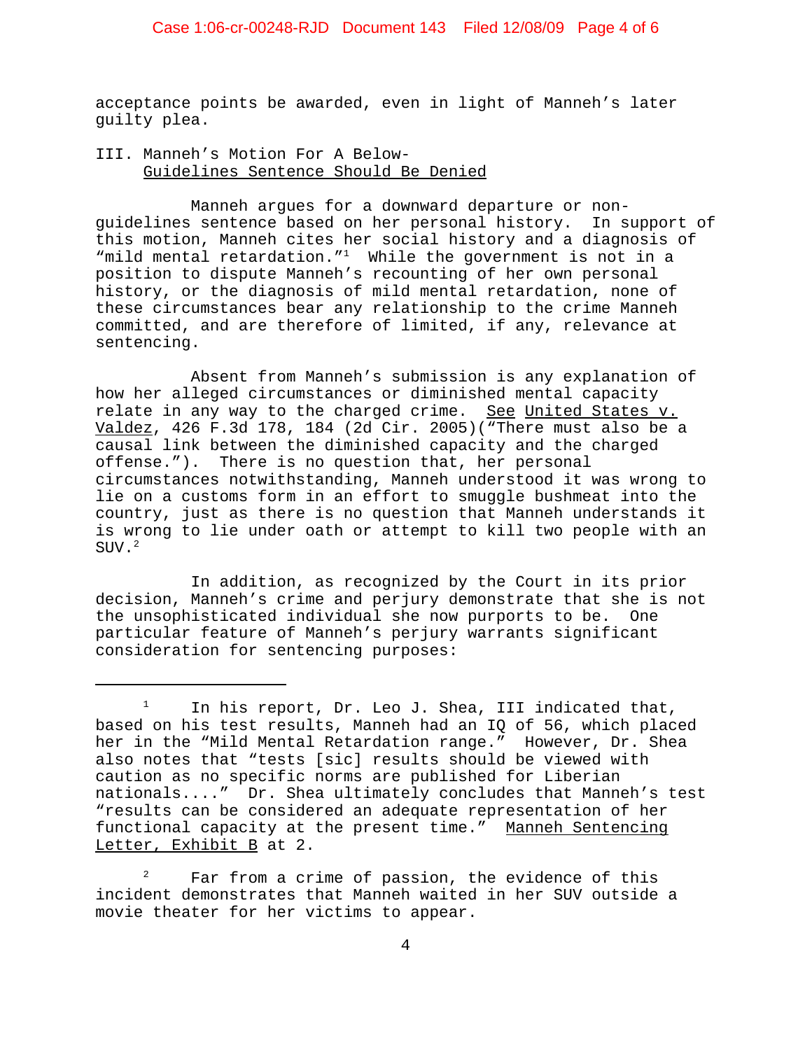acceptance points be awarded, even in light of Manneh's later guilty plea.

## III. Manneh's Motion For A Below-Guidelines Sentence Should Be Denied

Manneh argues for a downward departure or non-guidelines sentence based on her personal history. In support of this motion, Manneh cites her social history and a diagnosis of "mild mental retardation."[1] While the government is not in a position to dispute Manneh's recounting of her own personal history, or the diagnosis of mild mental retardation, none of these circumstances bear any relationship to the crime Manneh committed, and are therefore of limited, if any, relevance at sentencing.

Absent from Manneh's submission is any explanation of how her alleged circumstances or diminished mental capacity relate in any way to the charged crime. See United States v. Valdez, 426 F.3d 178, 184 (2d Cir. 2005)("There must also be a causal link between the diminished capacity and the charged offense."). There is no question that, her personal circumstances notwithstanding, Manneh understood it was wrong to lie on a customs form in an effort to smuggle bushmeat into the country, just as there is no question that Manneh understands it is wrong to lie under oath or attempt to kill two people with an SUV.[2]

In addition, as recognized by the Court in its prior decision, Manneh's crime and perjury demonstrate that she is not the unsophisticated individual she now purports to be. One particular feature of Manneh's perjury warrants significant consideration for sentencing purposes:

---

[1] In his report, Dr. Leo J. Shea, III indicated that, based on his test results, Manneh had an IQ of 56, which placed her in the "Mild Mental Retardation range." However, Dr. Shea also notes that "tests [sic] results should be viewed with caution as no specific norms are published for Liberian nationals...." Dr. Shea ultimately concludes that Manneh's test "results can be considered an adequate representation of her functional capacity at the present time." Manneh Sentencing Letter, Exhibit B at 2.

[2] Far from a crime of passion, the evidence of this incident demonstrates that Manneh waited in her SUV outside a movie theater for her victims to appear.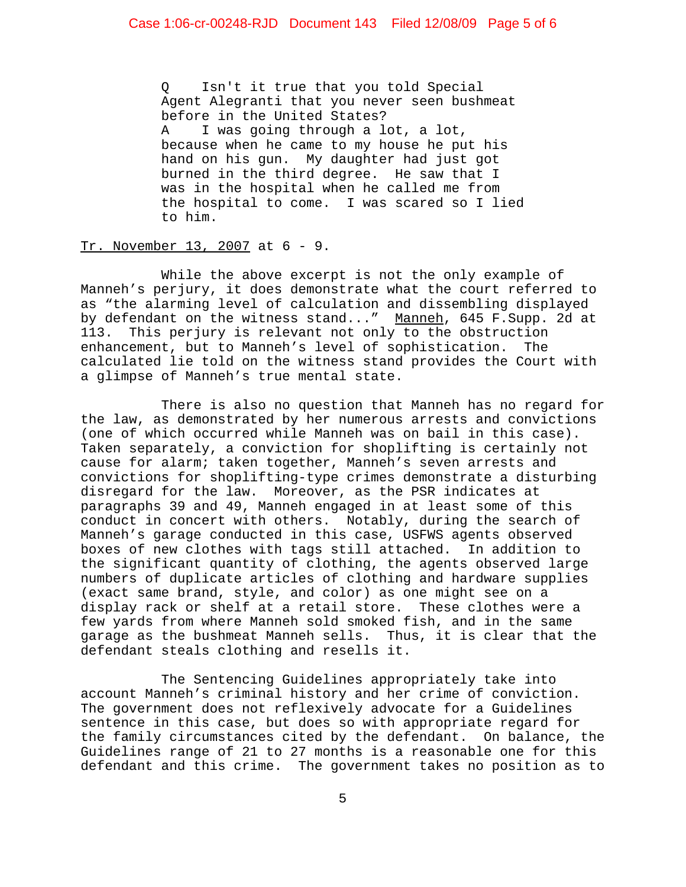> Q Isn't it true that you told Special Agent Alegranti that you never seen bushmeat before in the United States?
>
> A I was going through a lot, a lot, because when he came to my house he put his hand on his gun. My daughter had just got burned in the third degree. He saw that I was in the hospital when he called me from the hospital to come. I was scared so I lied to him.

Tr. November 13, 2007 at 6 - 9.

While the above excerpt is not the only example of Manneh's perjury, it does demonstrate what the court referred to as "the alarming level of calculation and dissembling displayed by defendant on the witness stand..." Manneh, 645 F.Supp. 2d at 113. This perjury is relevant not only to the obstruction enhancement, but to Manneh's level of sophistication. The calculated lie told on the witness stand provides the Court with a glimpse of Manneh's true mental state.

There is also no question that Manneh has no regard for the law, as demonstrated by her numerous arrests and convictions (one of which occurred while Manneh was on bail in this case). Taken separately, a conviction for shoplifting is certainly not cause for alarm; taken together, Manneh's seven arrests and convictions for shoplifting-type crimes demonstrate a disturbing disregard for the law. Moreover, as the PSR indicates at paragraphs 39 and 49, Manneh engaged in at least some of this conduct in concert with others. Notably, during the search of Manneh's garage conducted in this case, USFWS agents observed boxes of new clothes with tags still attached. In addition to the significant quantity of clothing, the agents observed large numbers of duplicate articles of clothing and hardware supplies (exact same brand, style, and color) as one might see on a display rack or shelf at a retail store. These clothes were a few yards from where Manneh sold smoked fish, and in the same garage as the bushmeat Manneh sells. Thus, it is clear that the defendant steals clothing and resells it.

The Sentencing Guidelines appropriately take into account Manneh's criminal history and her crime of conviction. The government does not reflexively advocate for a Guidelines sentence in this case, but does so with appropriate regard for the family circumstances cited by the defendant. On balance, the Guidelines range of 21 to 27 months is a reasonable one for this defendant and this crime. The government takes no position as to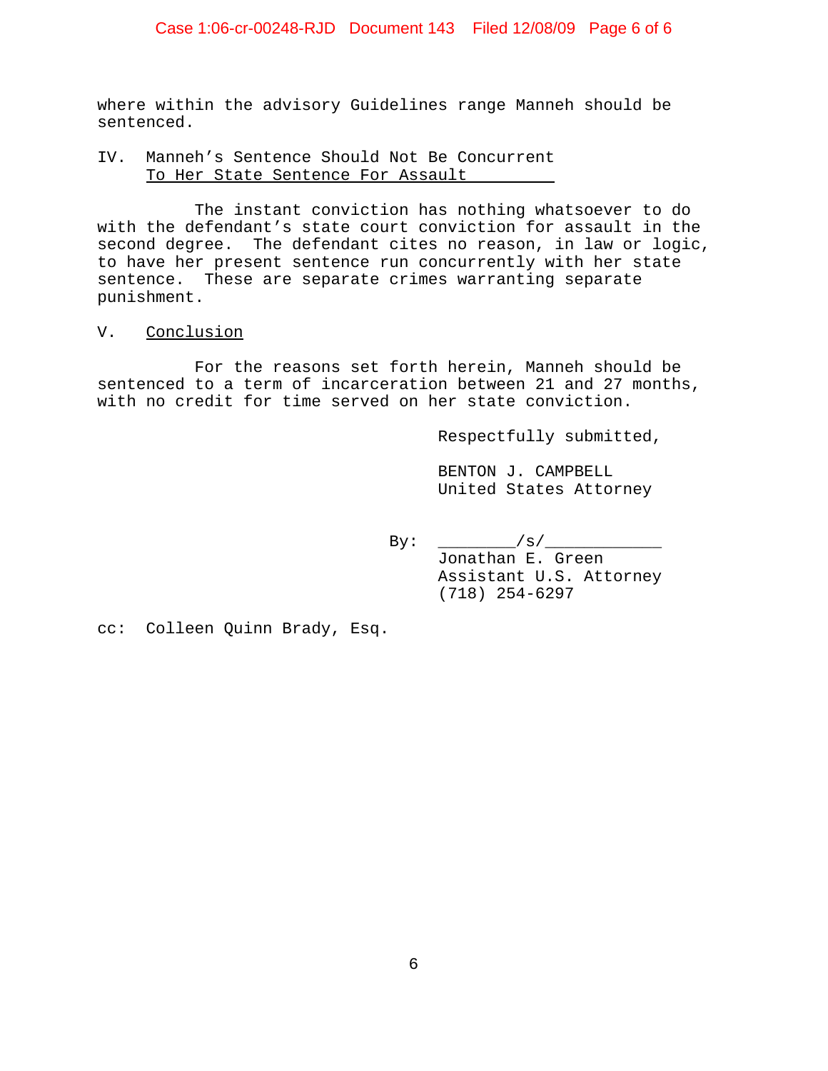where within the advisory Guidelines range Manneh should be sentenced.

## IV. Manneh's Sentence Should Not Be Concurrent To Her State Sentence For Assault

The instant conviction has nothing whatsoever to do with the defendant's state court conviction for assault in the second degree. The defendant cites no reason, in law or logic, to have her present sentence run concurrently with her state sentence. These are separate crimes warranting separate punishment.

## V. Conclusion

For the reasons set forth herein, Manneh should be sentenced to a term of incarceration between 21 and 27 months, with no credit for time served on her state conviction.

Respectfully submitted,

BENTON J. CAMPBELL
United States Attorney

By: ________/s/____________
Jonathan E. Green
Assistant U.S. Attorney
(718) 254-6297

cc: Colleen Quinn Brady, Esq.